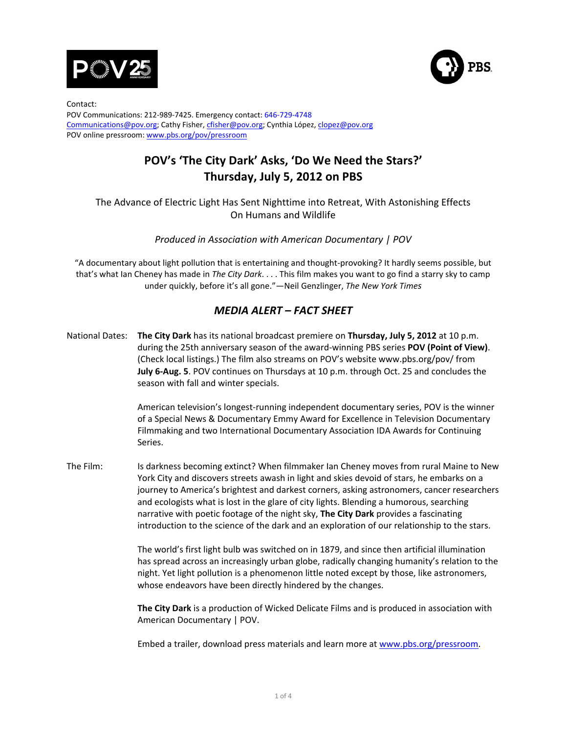Contact:
POV Communications: 212-989-7425. Emergency contact: 646-729-4748
Communications@pov.org; Cathy Fisher, cfisher@pov.org; Cynthia López, clopez@pov.org
POV online pressroom: www.pbs.org/pov/pressroom

# POV's 'The City Dark' Asks, 'Do We Need the Stars?' Thursday, July 5, 2012 on PBS

The Advance of Electric Light Has Sent Nighttime into Retreat, With Astonishing Effects On Humans and Wildlife

*Produced in Association with American Documentary | POV*

"A documentary about light pollution that is entertaining and thought-provoking? It hardly seems possible, but that's what Ian Cheney has made in *The City Dark*. . . . This film makes you want to go find a starry sky to camp under quickly, before it's all gone."—Neil Genzlinger, *The New York Times*

## *MEDIA ALERT – FACT SHEET*

National Dates: **The City Dark** has its national broadcast premiere on **Thursday, July 5, 2012** at 10 p.m. during the 25th anniversary season of the award-winning PBS series **POV (Point of View)**. (Check local listings.) The film also streams on POV's website www.pbs.org/pov/ from **July 6-Aug. 5**. POV continues on Thursdays at 10 p.m. through Oct. 25 and concludes the season with fall and winter specials.

American television's longest-running independent documentary series, POV is the winner of a Special News & Documentary Emmy Award for Excellence in Television Documentary Filmmaking and two International Documentary Association IDA Awards for Continuing Series.

The Film: Is darkness becoming extinct? When filmmaker Ian Cheney moves from rural Maine to New York City and discovers streets awash in light and skies devoid of stars, he embarks on a journey to America's brightest and darkest corners, asking astronomers, cancer researchers and ecologists what is lost in the glare of city lights. Blending a humorous, searching narrative with poetic footage of the night sky, **The City Dark** provides a fascinating introduction to the science of the dark and an exploration of our relationship to the stars.

The world's first light bulb was switched on in 1879, and since then artificial illumination has spread across an increasingly urban globe, radically changing humanity's relation to the night. Yet light pollution is a phenomenon little noted except by those, like astronomers, whose endeavors have been directly hindered by the changes.

**The City Dark** is a production of Wicked Delicate Films and is produced in association with American Documentary | POV.

Embed a trailer, download press materials and learn more at www.pbs.org/pressroom.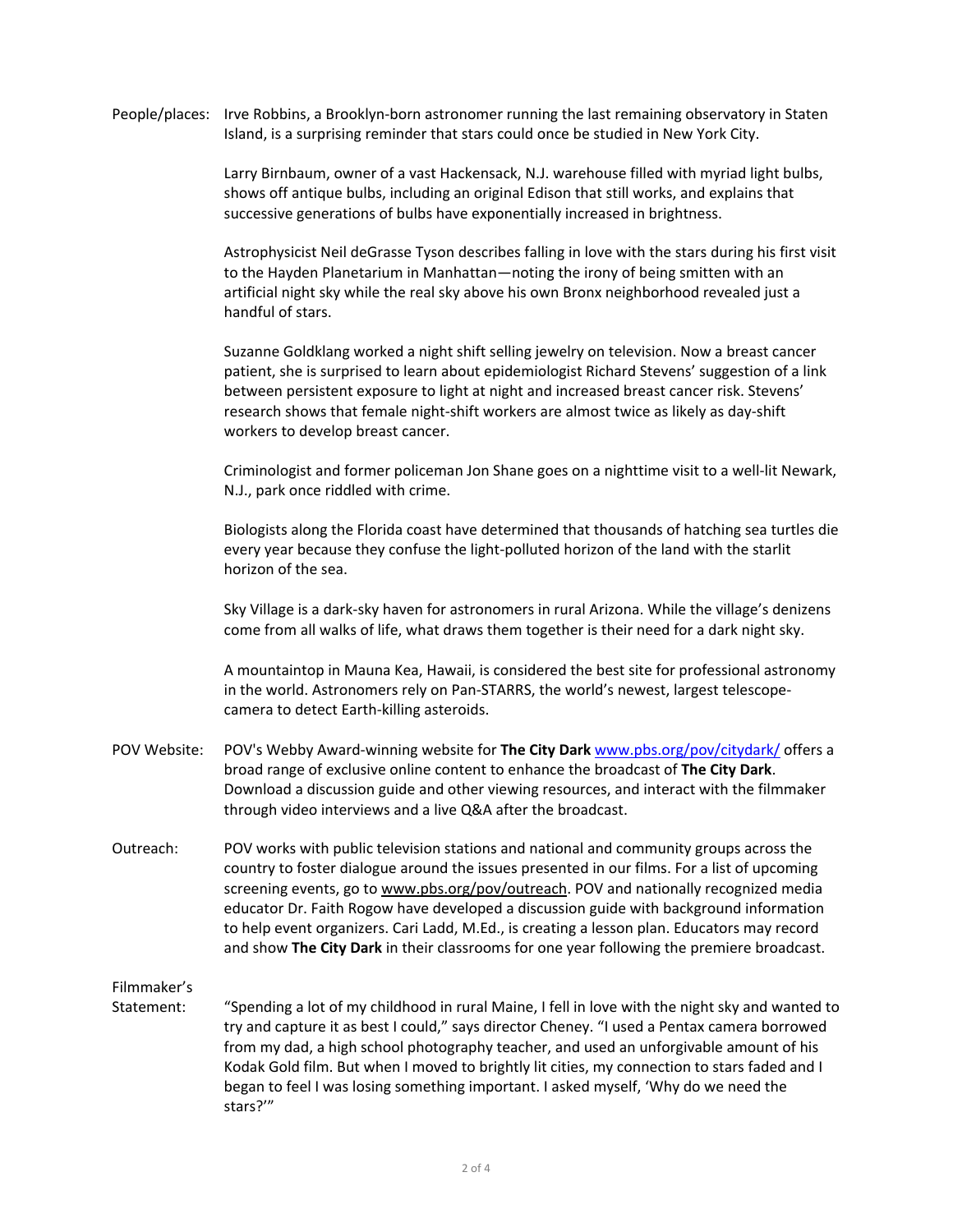People/places: Irve Robbins, a Brooklyn-born astronomer running the last remaining observatory in Staten Island, is a surprising reminder that stars could once be studied in New York City.

Larry Birnbaum, owner of a vast Hackensack, N.J. warehouse filled with myriad light bulbs, shows off antique bulbs, including an original Edison that still works, and explains that successive generations of bulbs have exponentially increased in brightness.

Astrophysicist Neil deGrasse Tyson describes falling in love with the stars during his first visit to the Hayden Planetarium in Manhattan—noting the irony of being smitten with an artificial night sky while the real sky above his own Bronx neighborhood revealed just a handful of stars.

Suzanne Goldklang worked a night shift selling jewelry on television. Now a breast cancer patient, she is surprised to learn about epidemiologist Richard Stevens' suggestion of a link between persistent exposure to light at night and increased breast cancer risk. Stevens' research shows that female night-shift workers are almost twice as likely as day-shift workers to develop breast cancer.

Criminologist and former policeman Jon Shane goes on a nighttime visit to a well-lit Newark, N.J., park once riddled with crime.

Biologists along the Florida coast have determined that thousands of hatching sea turtles die every year because they confuse the light-polluted horizon of the land with the starlit horizon of the sea.

Sky Village is a dark-sky haven for astronomers in rural Arizona. While the village's denizens come from all walks of life, what draws them together is their need for a dark night sky.

A mountaintop in Mauna Kea, Hawaii, is considered the best site for professional astronomy in the world. Astronomers rely on Pan-STARRS, the world's newest, largest telescope-camera to detect Earth-killing asteroids.

POV Website: POV's Webby Award-winning website for **The City Dark** [www.pbs.org/pov/citydark/](http://www.pbs.org/pov/citydark/) offers a broad range of exclusive online content to enhance the broadcast of **The City Dark**. Download a discussion guide and other viewing resources, and interact with the filmmaker through video interviews and a live Q&A after the broadcast.

Outreach: POV works with public television stations and national and community groups across the country to foster dialogue around the issues presented in our films. For a list of upcoming screening events, go to www.pbs.org/pov/outreach. POV and nationally recognized media educator Dr. Faith Rogow have developed a discussion guide with background information to help event organizers. Cari Ladd, M.Ed., is creating a lesson plan. Educators may record and show **The City Dark** in their classrooms for one year following the premiere broadcast.

Filmmaker's Statement: "Spending a lot of my childhood in rural Maine, I fell in love with the night sky and wanted to try and capture it as best I could," says director Cheney. "I used a Pentax camera borrowed from my dad, a high school photography teacher, and used an unforgivable amount of his Kodak Gold film. But when I moved to brightly lit cities, my connection to stars faded and I began to feel I was losing something important. I asked myself, 'Why do we need the stars?'"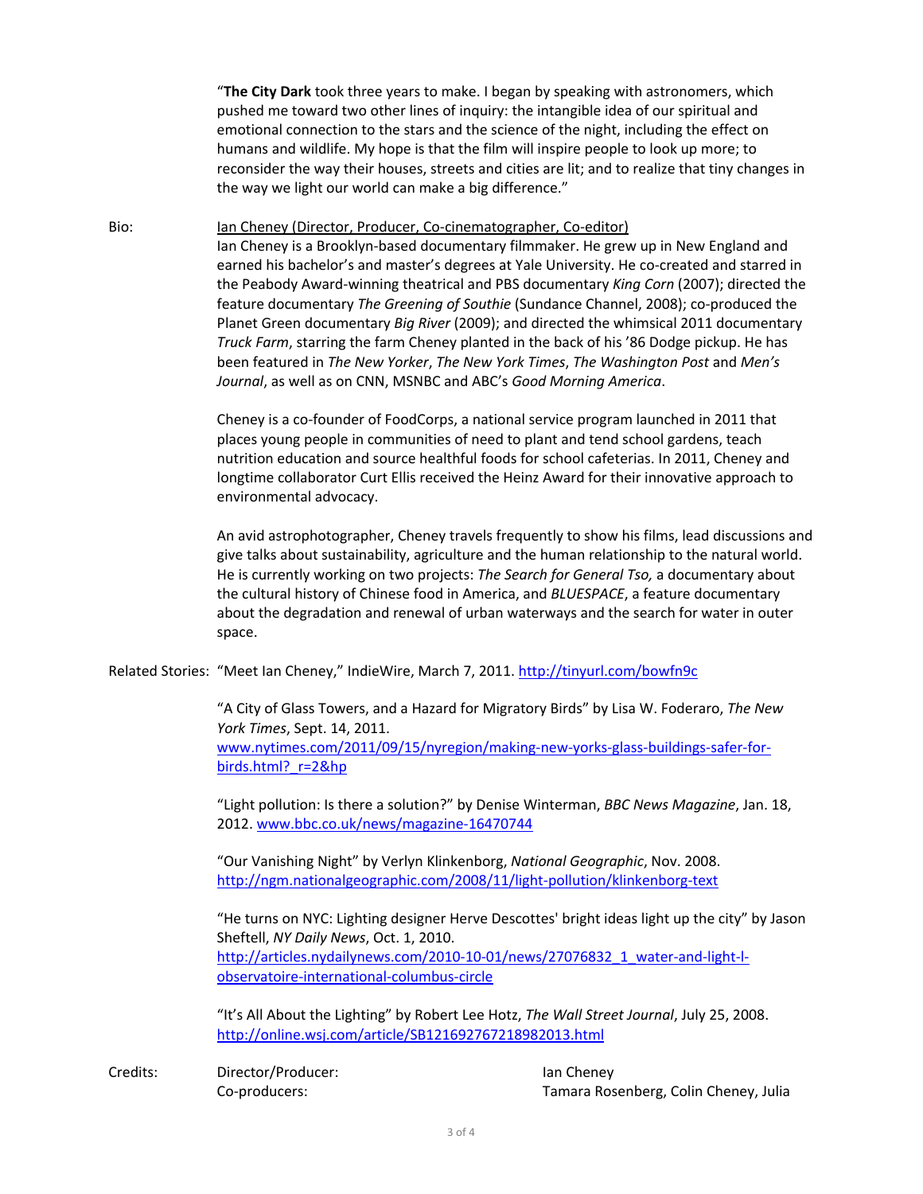"**The City Dark** took three years to make. I began by speaking with astronomers, which pushed me toward two other lines of inquiry: the intangible idea of our spiritual and emotional connection to the stars and the science of the night, including the effect on humans and wildlife. My hope is that the film will inspire people to look up more; to reconsider the way their houses, streets and cities are lit; and to realize that tiny changes in the way we light our world can make a big difference."

Bio: <u>Ian Cheney (Director, Producer, Co-cinematographer, Co-editor)</u>

Ian Cheney is a Brooklyn-based documentary filmmaker. He grew up in New England and earned his bachelor's and master's degrees at Yale University. He co-created and starred in the Peabody Award-winning theatrical and PBS documentary *King Corn* (2007); directed the feature documentary *The Greening of Southie* (Sundance Channel, 2008); co-produced the Planet Green documentary *Big River* (2009); and directed the whimsical 2011 documentary *Truck Farm*, starring the farm Cheney planted in the back of his '86 Dodge pickup. He has been featured in *The New Yorker*, *The New York Times*, *The Washington Post* and *Men's Journal*, as well as on CNN, MSNBC and ABC's *Good Morning America*.

Cheney is a co-founder of FoodCorps, a national service program launched in 2011 that places young people in communities of need to plant and tend school gardens, teach nutrition education and source healthful foods for school cafeterias. In 2011, Cheney and longtime collaborator Curt Ellis received the Heinz Award for their innovative approach to environmental advocacy.

An avid astrophotographer, Cheney travels frequently to show his films, lead discussions and give talks about sustainability, agriculture and the human relationship to the natural world. He is currently working on two projects: *The Search for General Tso,* a documentary about the cultural history of Chinese food in America, and *BLUESPACE*, a feature documentary about the degradation and renewal of urban waterways and the search for water in outer space.

Related Stories: "Meet Ian Cheney," IndieWire, March 7, 2011. http://tinyurl.com/bowfn9c

"A City of Glass Towers, and a Hazard for Migratory Birds" by Lisa W. Foderaro, *The New York Times*, Sept. 14, 2011. www.nytimes.com/2011/09/15/nyregion/making-new-yorks-glass-buildings-safer-for-birds.html?_r=2&hp

"Light pollution: Is there a solution?" by Denise Winterman, *BBC News Magazine*, Jan. 18, 2012. www.bbc.co.uk/news/magazine-16470744

"Our Vanishing Night" by Verlyn Klinkenborg, *National Geographic*, Nov. 2008. http://ngm.nationalgeographic.com/2008/11/light-pollution/klinkenborg-text

"He turns on NYC: Lighting designer Herve Descottes' bright ideas light up the city" by Jason Sheftell, *NY Daily News*, Oct. 1, 2010. http://articles.nydailynews.com/2010-10-01/news/27076832_1_water-and-light-l-observatoire-international-columbus-circle

"It's All About the Lighting" by Robert Lee Hotz, *The Wall Street Journal*, July 25, 2008. http://online.wsj.com/article/SB121692767218982013.html

Credits:

| | |
|---|---|
| Director/Producer: | Ian Cheney |
| Co-producers: | Tamara Rosenberg, Colin Cheney, Julia |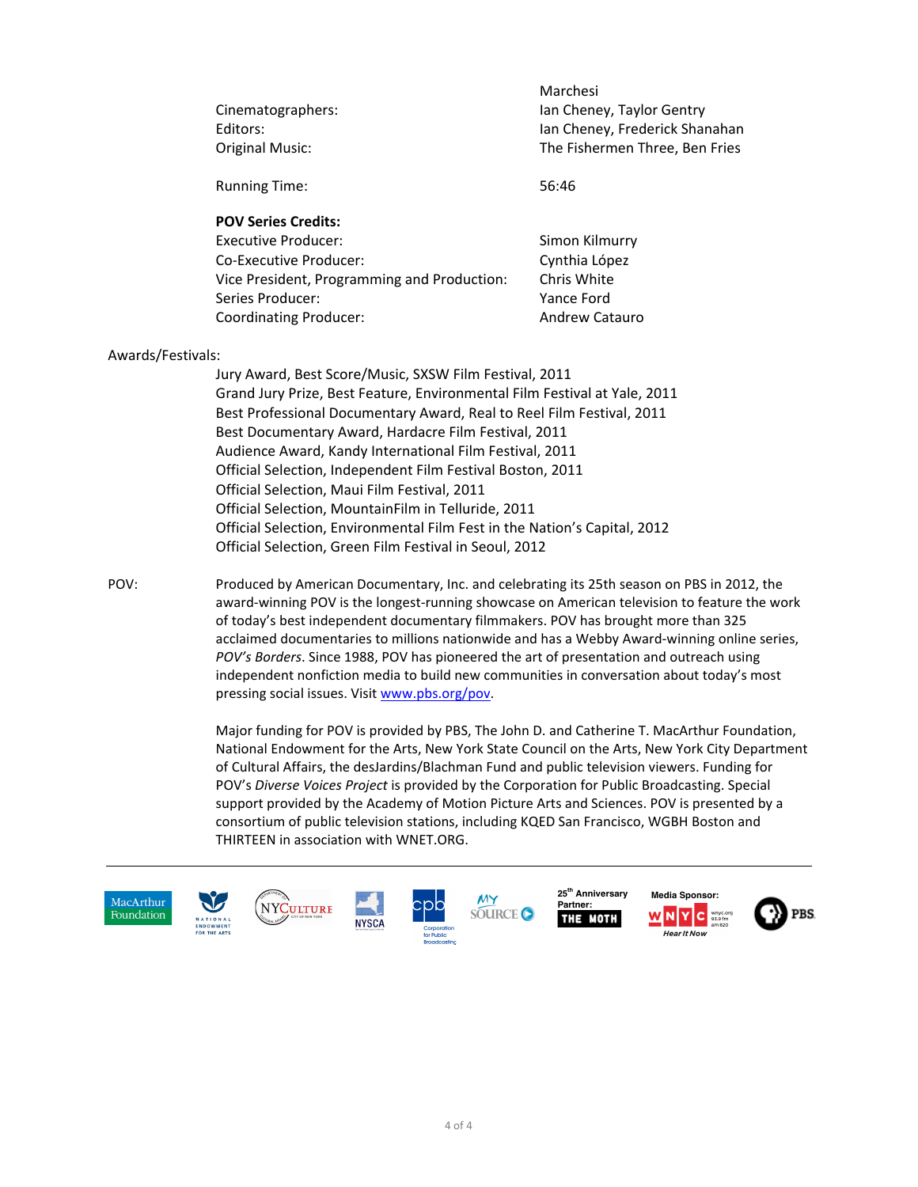| | |
|---|---|
| | Marchesi |
| Cinematographers: | Ian Cheney, Taylor Gentry |
| Editors: | Ian Cheney, Frederick Shanahan |
| Original Music: | The Fishermen Three, Ben Fries |
| Running Time: | 56:46 |

**POV Series Credits:**

| | |
|---|---|
| Executive Producer: | Simon Kilmurry |
| Co-Executive Producer: | Cynthia López |
| Vice President, Programming and Production: | Chris White |
| Series Producer: | Yance Ford |
| Coordinating Producer: | Andrew Catauro |

Awards/Festivals:

Jury Award, Best Score/Music, SXSW Film Festival, 2011
Grand Jury Prize, Best Feature, Environmental Film Festival at Yale, 2011
Best Professional Documentary Award, Real to Reel Film Festival, 2011
Best Documentary Award, Hardacre Film Festival, 2011
Audience Award, Kandy International Film Festival, 2011
Official Selection, Independent Film Festival Boston, 2011
Official Selection, Maui Film Festival, 2011
Official Selection, MountainFilm in Telluride, 2011
Official Selection, Environmental Film Fest in the Nation's Capital, 2012
Official Selection, Green Film Festival in Seoul, 2012

POV:

Produced by American Documentary, Inc. and celebrating its 25th season on PBS in 2012, the award-winning POV is the longest-running showcase on American television to feature the work of today's best independent documentary filmmakers. POV has brought more than 325 acclaimed documentaries to millions nationwide and has a Webby Award-winning online series, *POV's Borders*. Since 1988, POV has pioneered the art of presentation and outreach using independent nonfiction media to build new communities in conversation about today's most pressing social issues. Visit www.pbs.org/pov.

Major funding for POV is provided by PBS, The John D. and Catherine T. MacArthur Foundation, National Endowment for the Arts, New York State Council on the Arts, New York City Department of Cultural Affairs, the desJardins/Blachman Fund and public television viewers. Funding for POV's *Diverse Voices Project* is provided by the Corporation for Public Broadcasting. Special support provided by the Academy of Motion Picture Arts and Sciences. POV is presented by a consortium of public television stations, including KQED San Francisco, WGBH Boston and THIRTEEN in association with WNET.ORG.

MacArthur Foundation | National Endowment for the Arts | NYCulture | NYSCA | cpb Corporation for Public Broadcasting | My Source | 25th Anniversary Partner: The Moth | Media Sponsor: WNYC Hear It Now | PBS